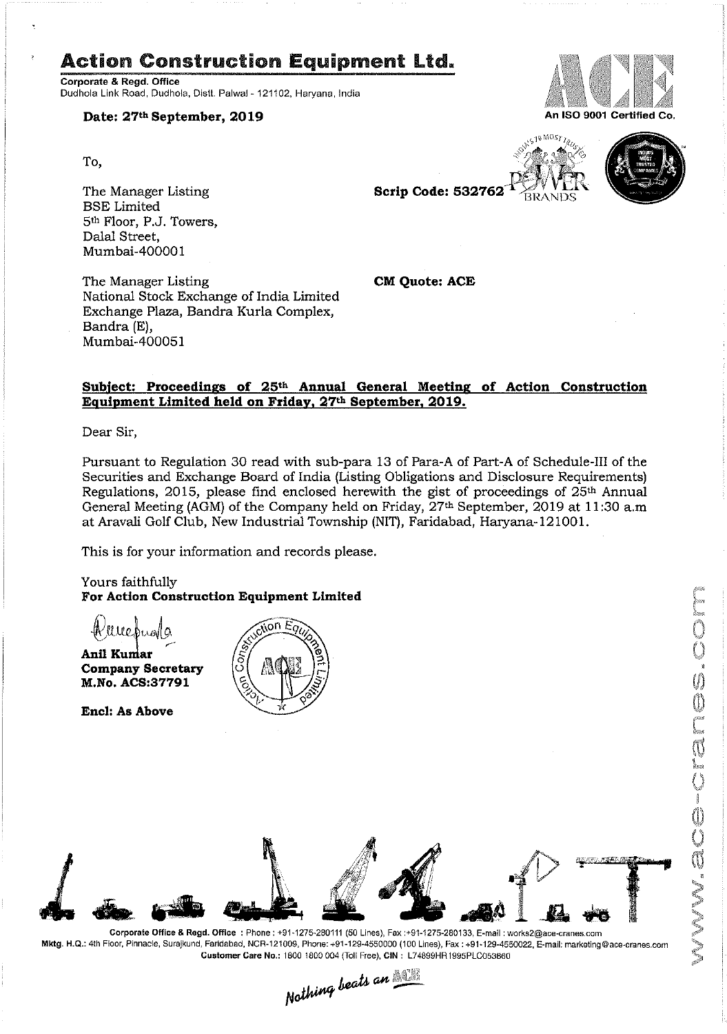# Action Construction Equipment Ltd.

**Corporate & Regd. Office**
Dudhola Link Road, Dudhola, Distt. Palwal - 121102, Haryana, India

An ISO 9001 Certified Co.

**Date: 27th September, 2019**

To,

The Manager Listing
BSE Limited
5th Floor, P.J. Towers,
Dalal Street,
Mumbai-400001

**Scrip Code: 532762**

The Manager Listing
National Stock Exchange of India Limited
Exchange Plaza, Bandra Kurla Complex,
Bandra (E),
Mumbai-400051

**CM Quote: ACE**

**Subject: Proceedings of 25th Annual General Meeting of Action Construction Equipment Limited held on Friday, 27th September, 2019.**

Dear Sir,

Pursuant to Regulation 30 read with sub-para 13 of Para-A of Part-A of Schedule-III of the Securities and Exchange Board of India (Listing Obligations and Disclosure Requirements) Regulations, 2015, please find enclosed herewith the gist of proceedings of 25th Annual General Meeting (AGM) of the Company held on Friday, 27th September, 2019 at 11:30 a.m at Aravali Golf Club, New Industrial Township (NIT), Faridabad, Haryana-121001.

This is for your information and records please.

Yours faithfully
**For Action Construction Equipment Limited**

**Anil Kumar**
**Company Secretary**
**M.No. ACS:37791**

**Encl: As Above**

Corporate Office & Regd. Office : Phone : +91-1275-280111 (50 Lines), Fax :+91-1275-280133, E-mail : works2@ace-cranes.com
Mktg. H.Q.: 4th Floor, Pinnacle, Surajkund, Faridabad, NCR-121009, Phone: +91-129-4550000 (100 Lines), Fax : +91-129-4550022, E-mail: marketing@ace-cranes.com
Customer Care No.: 1800 1800 004 (Toll Free), CIN : L74899HR1995PLC053860

*Nothing beats an ACE*

www.ace-cranes.com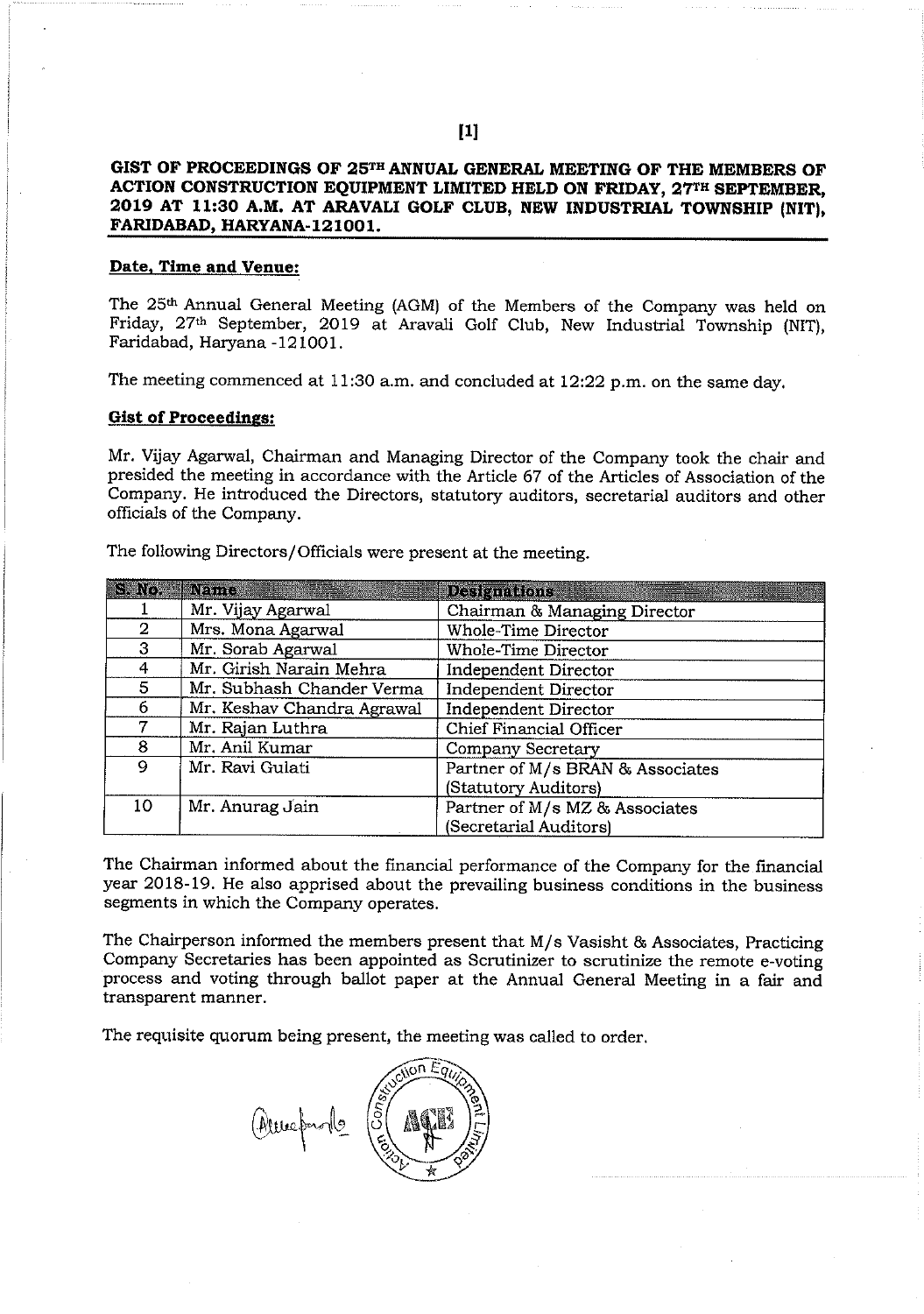**GIST OF PROCEEDINGS OF 25TH ANNUAL GENERAL MEETING OF THE MEMBERS OF ACTION CONSTRUCTION EQUIPMENT LIMITED HELD ON FRIDAY, 27TH SEPTEMBER, 2019 AT 11:30 A.M. AT ARAVALI GOLF CLUB, NEW INDUSTRIAL TOWNSHIP (NIT), FARIDABAD, HARYANA-121001.**

**Date, Time and Venue:**

The 25th Annual General Meeting (AGM) of the Members of the Company was held on Friday, 27th September, 2019 at Aravali Golf Club, New Industrial Township (NIT), Faridabad, Haryana -121001.

The meeting commenced at 11:30 a.m. and concluded at 12:22 p.m. on the same day.

**Gist of Proceedings:**

Mr. Vijay Agarwal, Chairman and Managing Director of the Company took the chair and presided the meeting in accordance with the Article 67 of the Articles of Association of the Company. He introduced the Directors, statutory auditors, secretarial auditors and other officials of the Company.

The following Directors/Officials were present at the meeting.

| S. No. | Name | Designations |
|---|---|---|
| 1 | Mr. Vijay Agarwal | Chairman & Managing Director |
| 2 | Mrs. Mona Agarwal | Whole-Time Director |
| 3 | Mr. Sorab Agarwal | Whole-Time Director |
| 4 | Mr. Girish Narain Mehra | Independent Director |
| 5 | Mr. Subhash Chander Verma | Independent Director |
| 6 | Mr. Keshav Chandra Agrawal | Independent Director |
| 7 | Mr. Rajan Luthra | Chief Financial Officer |
| 8 | Mr. Anil Kumar | Company Secretary |
| 9 | Mr. Ravi Gulati | Partner of M/s BRAN & Associates (Statutory Auditors) |
| 10 | Mr. Anurag Jain | Partner of M/s MZ & Associates (Secretarial Auditors) |

The Chairman informed about the financial performance of the Company for the financial year 2018-19. He also apprised about the prevailing business conditions in the business segments in which the Company operates.

The Chairperson informed the members present that M/s Vasisht & Associates, Practicing Company Secretaries has been appointed as Scrutinizer to scrutinize the remote e-voting process and voting through ballot paper at the Annual General Meeting in a fair and transparent manner.

The requisite quorum being present, the meeting was called to order.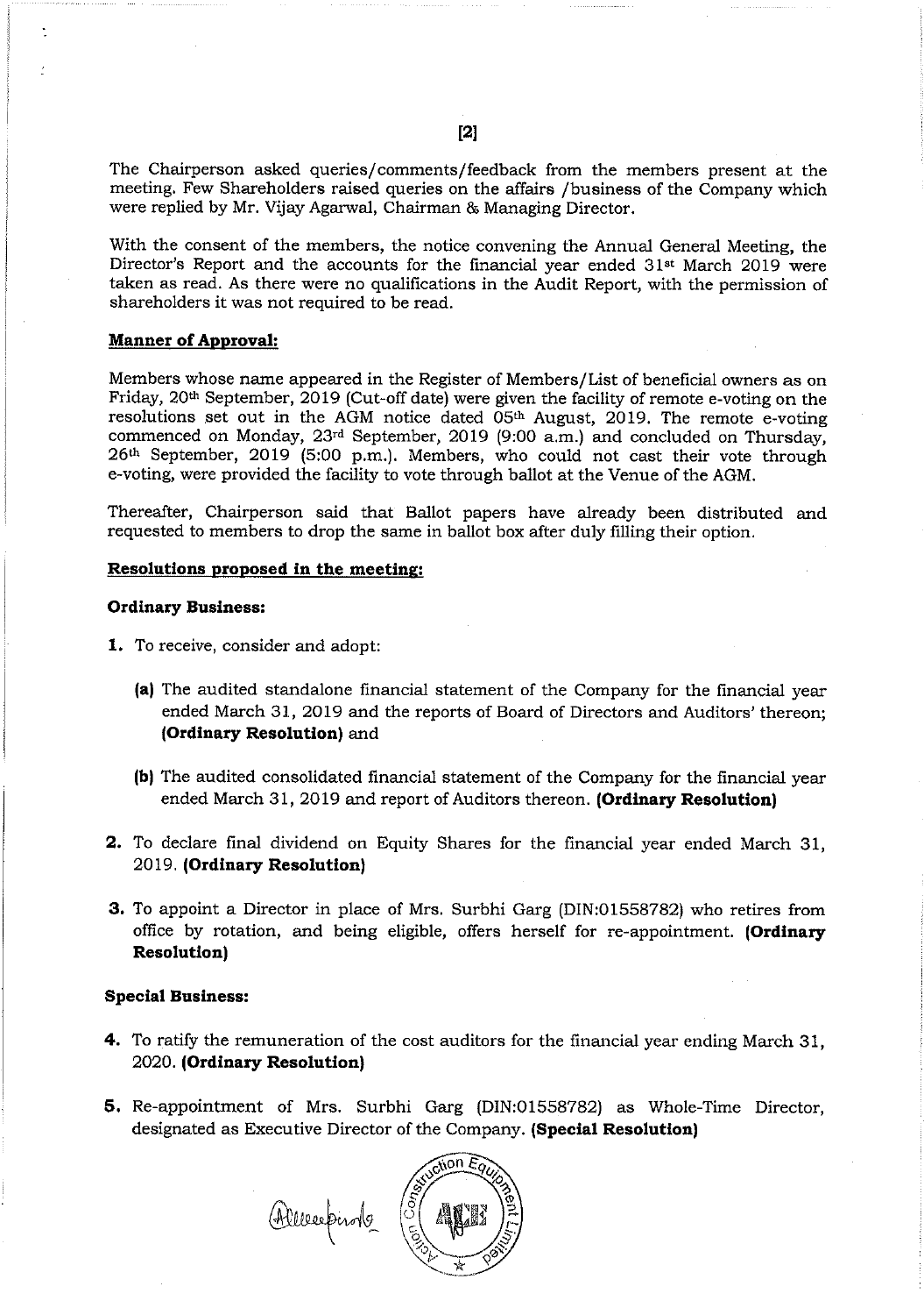The Chairperson asked queries/comments/feedback from the members present at the meeting. Few Shareholders raised queries on the affairs /business of the Company which were replied by Mr. Vijay Agarwal, Chairman & Managing Director.

With the consent of the members, the notice convening the Annual General Meeting, the Director's Report and the accounts for the financial year ended 31st March 2019 were taken as read. As there were no qualifications in the Audit Report, with the permission of shareholders it was not required to be read.

**Manner of Approval:**

Members whose name appeared in the Register of Members/List of beneficial owners as on Friday, 20th September, 2019 (Cut-off date) were given the facility of remote e-voting on the resolutions set out in the AGM notice dated 05th August, 2019. The remote e-voting commenced on Monday, 23rd September, 2019 (9:00 a.m.) and concluded on Thursday, 26th September, 2019 (5:00 p.m.). Members, who could not cast their vote through e-voting, were provided the facility to vote through ballot at the Venue of the AGM.

Thereafter, Chairperson said that Ballot papers have already been distributed and requested to members to drop the same in ballot box after duly filling their option.

**Resolutions proposed in the meeting:**

**Ordinary Business:**

1. To receive, consider and adopt:

   **(a)** The audited standalone financial statement of the Company for the financial year ended March 31, 2019 and the reports of Board of Directors and Auditors' thereon; **(Ordinary Resolution)** and

   **(b)** The audited consolidated financial statement of the Company for the financial year ended March 31, 2019 and report of Auditors thereon. **(Ordinary Resolution)**

2. To declare final dividend on Equity Shares for the financial year ended March 31, 2019. **(Ordinary Resolution)**

3. To appoint a Director in place of Mrs. Surbhi Garg (DIN:01558782) who retires from office by rotation, and being eligible, offers herself for re-appointment. **(Ordinary Resolution)**

**Special Business:**

4. To ratify the remuneration of the cost auditors for the financial year ending March 31, 2020. **(Ordinary Resolution)**

5. Re-appointment of Mrs. Surbhi Garg (DIN:01558782) as Whole-Time Director, designated as Executive Director of the Company. **(Special Resolution)**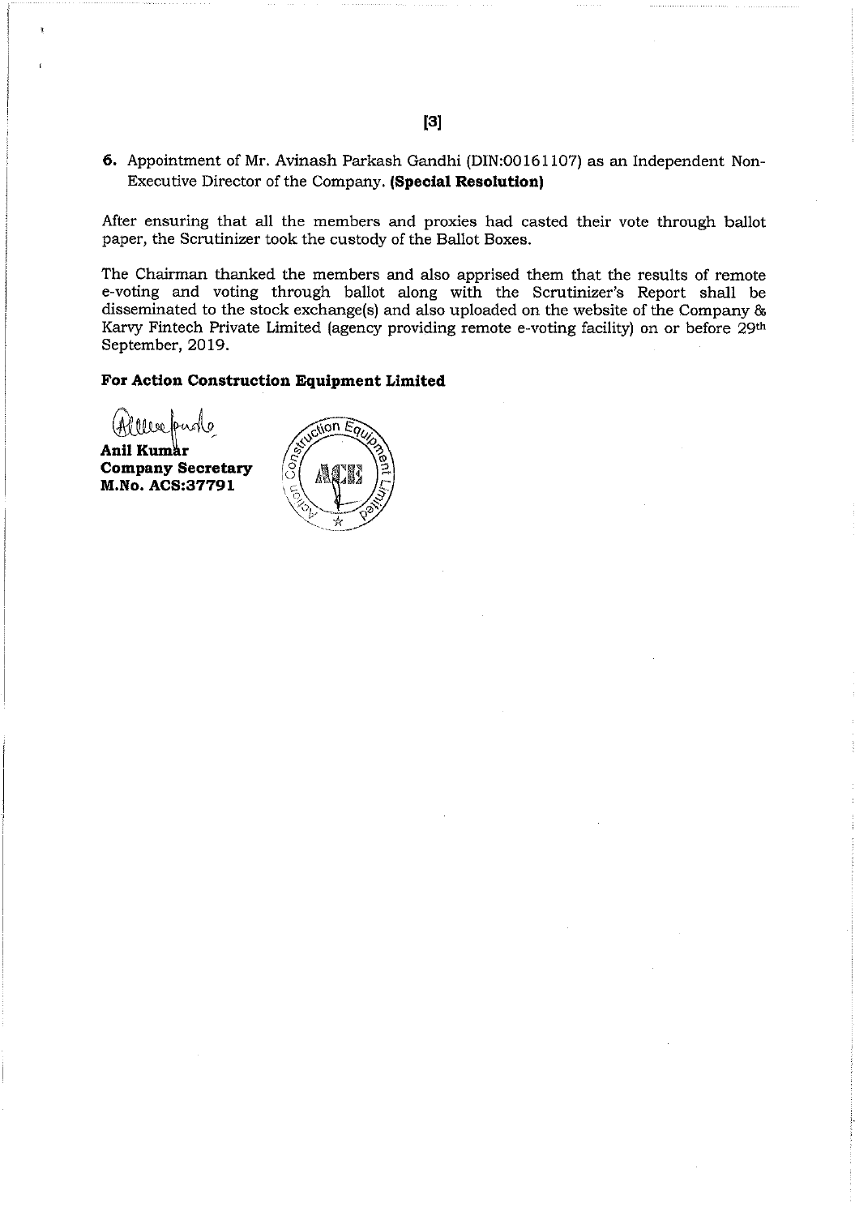6. Appointment of Mr. Avinash Parkash Gandhi (DIN:00161107) as an Independent Non-Executive Director of the Company. **(Special Resolution)**

After ensuring that all the members and proxies had casted their vote through ballot paper, the Scrutinizer took the custody of the Ballot Boxes.

The Chairman thanked the members and also apprised them that the results of remote e-voting and voting through ballot along with the Scrutinizer's Report shall be disseminated to the stock exchange(s) and also uploaded on the website of the Company & Karvy Fintech Private Limited (agency providing remote e-voting facility) on or before 29th September, 2019.

**For Action Construction Equipment Limited**

**Anil Kumar**
**Company Secretary**
**M.No. ACS:37791**